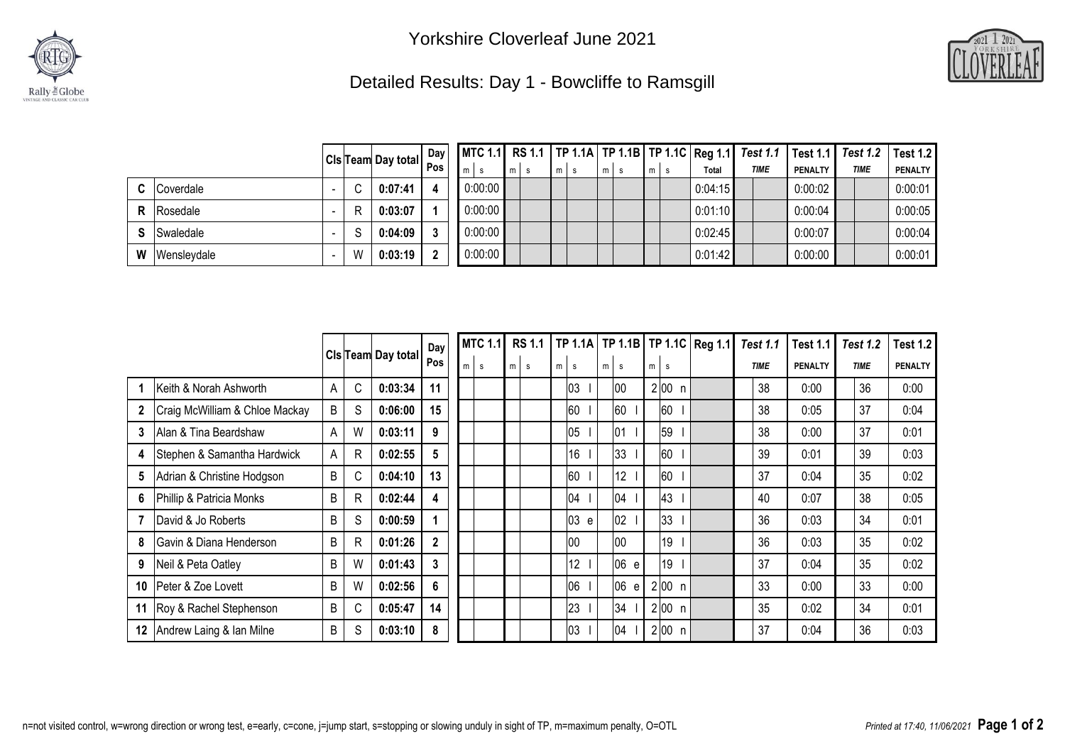# Yorkshire Cloverleaf June 2021

## Detailed Results: Day 1 - Bowcliffe to Ramsgill

| | | Cls | Team | Day total | Day Pos | MTC 1.1 | | RS 1.1 | | TP 1.1A | | TP 1.1B | | TP 1.1C | | Reg 1.1 | Test 1.1 | | Test 1.1 | Test 1.2 | | Test 1.2 |
|---|---|---|---|---|---|---|---|---|---|---|---|---|---|---|---|---|---|---|---|---|---|---|
| | | | | | | m | s | m | s | m | s | m | s | m | s | Total | | TIME | PENALTY | | TIME | PENALTY |
| C | Coverdale | - | C | **0:07:41** | **4** | 0:00:00 | | | | | | | | | | 0:04:15 | | | 0:00:02 | | | 0:00:01 |
| R | Rosedale | - | R | **0:03:07** | **1** | 0:00:00 | | | | | | | | | | 0:01:10 | | | 0:00:04 | | | 0:00:05 |
| S | Swaledale | - | S | **0:04:09** | **3** | 0:00:00 | | | | | | | | | | 0:02:45 | | | 0:00:07 | | | 0:00:04 |
| W | Wensleydale | - | W | **0:03:19** | **2** | 0:00:00 | | | | | | | | | | 0:01:42 | | | 0:00:00 | | | 0:00:01 |

| | | Cls | Team | Day total | Day Pos | MTC 1.1 | | RS 1.1 | | TP 1.1A | | TP 1.1B | | TP 1.1C | | Reg 1.1 | Test 1.1 | | Test 1.1 | Test 1.2 | | Test 1.2 |
|---|---|---|---|---|---|---|---|---|---|---|---|---|---|---|---|---|---|---|---|---|---|---|
| | | | | | | m | s | m | s | m | s | m | s | m | s | | | TIME | PENALTY | | TIME | PENALTY |
| **1** | Keith & Norah Ashworth | A | C | **0:03:34** | **11** | | | | | | 03 l | | 00 | 2 | 00 n | | | 38 | 0:00 | | 36 | 0:00 |
| **2** | Craig McWilliam & Chloe Mackay | B | S | **0:06:00** | **15** | | | | | | 60 l | | 60 l | | 60 l | | | 38 | 0:05 | | 37 | 0:04 |
| **3** | Alan & Tina Beardshaw | A | W | **0:03:11** | **9** | | | | | | 05 l | | 01 l | | 59 l | | | 38 | 0:00 | | 37 | 0:01 |
| **4** | Stephen & Samantha Hardwick | A | R | **0:02:55** | **5** | | | | | | 16 l | | 33 l | | 60 l | | | 39 | 0:01 | | 39 | 0:03 |
| **5** | Adrian & Christine Hodgson | B | C | **0:04:10** | **13** | | | | | | 60 l | | 12 l | | 60 l | | | 37 | 0:04 | | 35 | 0:02 |
| **6** | Phillip & Patricia Monks | B | R | **0:02:44** | **4** | | | | | | 04 l | | 04 l | | 43 l | | | 40 | 0:07 | | 38 | 0:05 |
| **7** | David & Jo Roberts | B | S | **0:00:59** | **1** | | | | | | 03 e | | 02 l | | 33 l | | | 36 | 0:03 | | 34 | 0:01 |
| **8** | Gavin & Diana Henderson | B | R | **0:01:26** | **2** | | | | | | 00 | | 00 | | 19 l | | | 36 | 0:03 | | 35 | 0:02 |
| **9** | Neil & Peta Oatley | B | W | **0:01:43** | **3** | | | | | | 12 l | | 06 e | | 19 l | | | 37 | 0:04 | | 35 | 0:02 |
| **10** | Peter & Zoe Lovett | B | W | **0:02:56** | **6** | | | | | | 06 l | | 06 e | 2 | 00 n | | | 33 | 0:00 | | 33 | 0:00 |
| **11** | Roy & Rachel Stephenson | B | C | **0:05:47** | **14** | | | | | | 23 l | | 34 l | 2 | 00 n | | | 35 | 0:02 | | 34 | 0:01 |
| **12** | Andrew Laing & Ian Milne | B | S | **0:03:10** | **8** | | | | | | 03 l | | 04 l | 2 | 00 n | | | 37 | 0:04 | | 36 | 0:03 |

n=not visited control, w=wrong direction or wrong test, e=early, c=cone, j=jump start, s=stopping or slowing unduly in sight of TP, m=maximum penalty, O=OTL

*Printed at 17:40, 11/06/2021*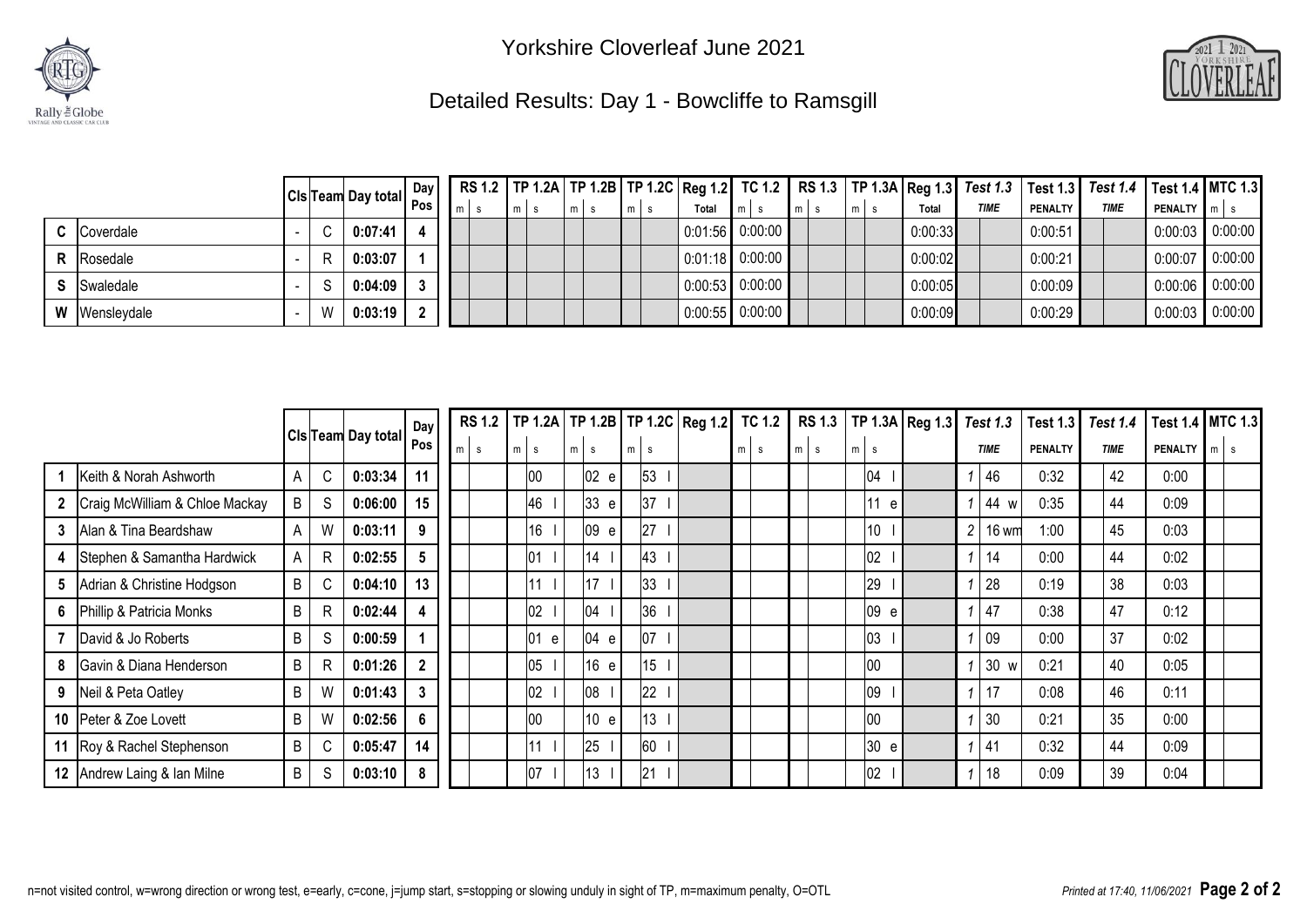# Yorkshire Cloverleaf June 2021

## Detailed Results: Day 1 - Bowcliffe to Ramsgill

| | | Cls | Team | Day total | Day Pos | RS 1.2 m | RS 1.2 s | TP 1.2A m | TP 1.2A s | TP 1.2B m | TP 1.2B s | TP 1.2C m | TP 1.2C s | Reg 1.2 Total | TC 1.2 m s | RS 1.3 m | RS 1.3 s | TP 1.3A m | TP 1.3A s | Reg 1.3 Total | Test 1.3 TIME | | Test 1.3 PENALTY | Test 1.4 TIME | | Test 1.4 PENALTY | MTC 1.3 m s |
|---|---|---|---|---|---|---|---|---|---|---|---|---|---|---|---|---|---|---|---|---|---|---|---|---|---|---|---|
| C | Coverdale | - | C | 0:07:41 | 4 | | | | | | | | | 0:01:56 | 0:00:00 | | | | | 0:00:33 | | | 0:00:51 | | | 0:00:03 | 0:00:00 |
| R | Rosedale | - | R | 0:03:07 | 1 | | | | | | | | | 0:01:18 | 0:00:00 | | | | | 0:00:02 | | | 0:00:21 | | | 0:00:07 | 0:00:00 |
| S | Swaledale | - | S | 0:04:09 | 3 | | | | | | | | | 0:00:53 | 0:00:00 | | | | | 0:00:05 | | | 0:00:09 | | | 0:00:06 | 0:00:00 |
| W | Wensleydale | - | W | 0:03:19 | 2 | | | | | | | | | 0:00:55 | 0:00:00 | | | | | 0:00:09 | | | 0:00:29 | | | 0:00:03 | 0:00:00 |

| | | Cls | Team | Day total | Day Pos | RS 1.2 m | RS 1.2 s | TP 1.2A m | TP 1.2A s | TP 1.2B m | TP 1.2B s | TP 1.2C m | TP 1.2C s | Reg 1.2 | TC 1.2 m | TC 1.2 s | RS 1.3 m | RS 1.3 s | TP 1.3A m | TP 1.3A s | Reg 1.3 | Test 1.3 TIME | | Test 1.3 PENALTY | Test 1.4 TIME | | Test 1.4 PENALTY | MTC 1.3 m | MTC 1.3 s |
|---|---|---|---|---|---|---|---|---|---|---|---|---|---|---|---|---|---|---|---|---|---|---|---|---|---|---|---|---|---|
| 1 | Keith & Norah Ashworth | A | C | 0:03:34 | 11 | | | | 00 | | 02 e | | 53 l | | | | | | | 04 l | | 1 | 46 | 0:32 | | 42 | 0:00 | | |
| 2 | Craig McWilliam & Chloe Mackay | B | S | 0:06:00 | 15 | | | | 46 l | | 33 e | | 37 l | | | | | | | 11 e | | 1 | 44 w | 0:35 | | 44 | 0:09 | | |
| 3 | Alan & Tina Beardshaw | A | W | 0:03:11 | 9 | | | | 16 l | | 09 e | | 27 l | | | | | | | 10 l | | 2 | 16 wm | 1:00 | | 45 | 0:03 | | |
| 4 | Stephen & Samantha Hardwick | A | R | 0:02:55 | 5 | | | | 01 l | | 14 l | | 43 l | | | | | | | 02 l | | 1 | 14 | 0:00 | | 44 | 0:02 | | |
| 5 | Adrian & Christine Hodgson | B | C | 0:04:10 | 13 | | | | 11 l | | 17 l | | 33 l | | | | | | | 29 l | | 1 | 28 | 0:19 | | 38 | 0:03 | | |
| 6 | Phillip & Patricia Monks | B | R | 0:02:44 | 4 | | | | 02 l | | 04 l | | 36 l | | | | | | | 09 e | | 1 | 47 | 0:38 | | 47 | 0:12 | | |
| 7 | David & Jo Roberts | B | S | 0:00:59 | 1 | | | | 01 e | | 04 e | | 07 l | | | | | | | 03 l | | 1 | 09 | 0:00 | | 37 | 0:02 | | |
| 8 | Gavin & Diana Henderson | B | R | 0:01:26 | 2 | | | | 05 l | | 16 e | | 15 l | | | | | | | 00 | | 1 | 30 w | 0:21 | | 40 | 0:05 | | |
| 9 | Neil & Peta Oatley | B | W | 0:01:43 | 3 | | | | 02 l | | 08 l | | 22 l | | | | | | | 09 l | | 1 | 17 | 0:08 | | 46 | 0:11 | | |
| 10 | Peter & Zoe Lovett | B | W | 0:02:56 | 6 | | | | 00 | | 10 e | | 13 l | | | | | | | 00 | | 1 | 30 | 0:21 | | 35 | 0:00 | | |
| 11 | Roy & Rachel Stephenson | B | C | 0:05:47 | 14 | | | | 11 l | | 25 l | | 60 l | | | | | | | 30 e | | 1 | 41 | 0:32 | | 44 | 0:09 | | |
| 12 | Andrew Laing & Ian Milne | B | S | 0:03:10 | 8 | | | | 07 l | | 13 l | | 21 l | | | | | | | 02 l | | 1 | 18 | 0:09 | | 39 | 0:04 | | |

n=not visited control, w=wrong direction or wrong test, e=early, c=cone, j=jump start, s=stopping or slowing unduly in sight of TP, m=maximum penalty, O=OTL

*Printed at 17:40, 11/06/2021*